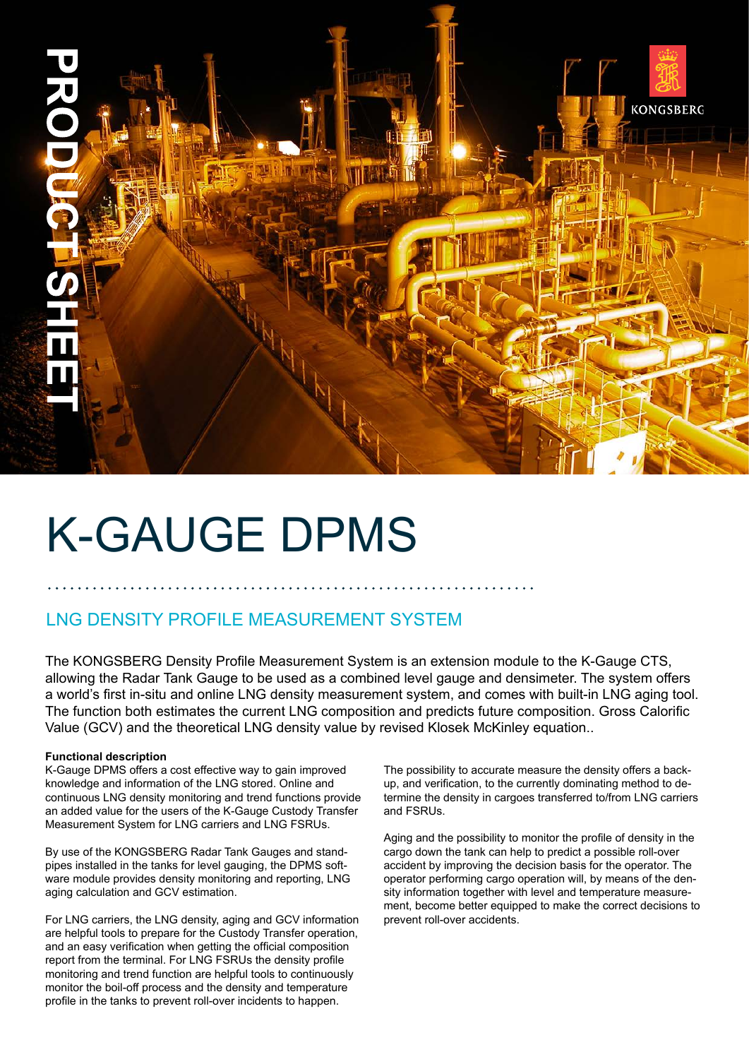PRODUCT SHEET

KONGSBERG

# K-GAUGE DPMS

## LNG DENSITY PROFILE MEASUREMENT SYSTEM

The KONGSBERG Density Profile Measurement System is an extension module to the K-Gauge CTS, allowing the Radar Tank Gauge to be used as a combined level gauge and densimeter. The system offers a world's first in-situ and online LNG density measurement system, and comes with built-in LNG aging tool. The function both estimates the current LNG composition and predicts future composition. Gross Calorific Value (GCV) and the theoretical LNG density value by revised Klosek McKinley equation..

**Functional description**

K-Gauge DPMS offers a cost effective way to gain improved knowledge and information of the LNG stored. Online and continuous LNG density monitoring and trend functions provide an added value for the users of the K-Gauge Custody Transfer Measurement System for LNG carriers and LNG FSRUs.

By use of the KONGSBERG Radar Tank Gauges and standpipes installed in the tanks for level gauging, the DPMS software module provides density monitoring and reporting, LNG aging calculation and GCV estimation.

For LNG carriers, the LNG density, aging and GCV information are helpful tools to prepare for the Custody Transfer operation, and an easy verification when getting the official composition report from the terminal. For LNG FSRUs the density profile monitoring and trend function are helpful tools to continuously monitor the boil-off process and the density and temperature profile in the tanks to prevent roll-over incidents to happen.

The possibility to accurate measure the density offers a backup, and verification, to the currently dominating method to determine the density in cargoes transferred to/from LNG carriers and FSRUs.

Aging and the possibility to monitor the profile of density in the cargo down the tank can help to predict a possible roll-over accident by improving the decision basis for the operator. The operator performing cargo operation will, by means of the density information together with level and temperature measurement, become better equipped to make the correct decisions to prevent roll-over accidents.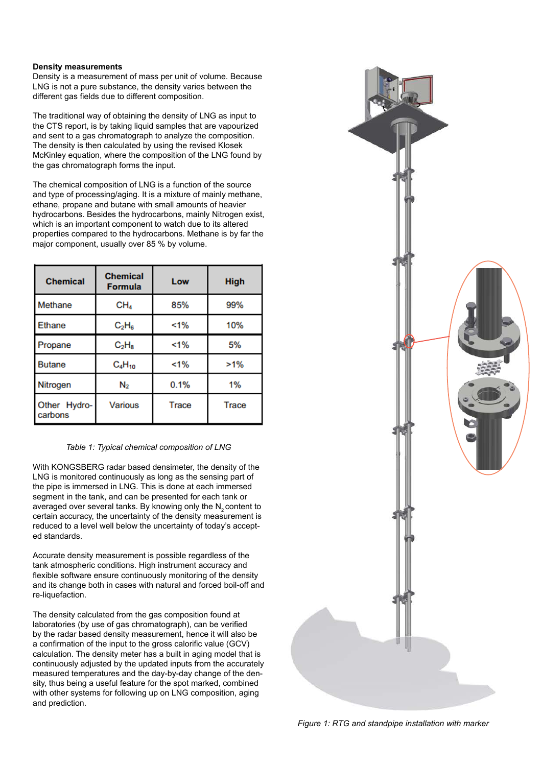**Density measurements**

Density is a measurement of mass per unit of volume. Because LNG is not a pure substance, the density varies between the different gas fields due to different composition.

The traditional way of obtaining the density of LNG as input to the CTS report, is by taking liquid samples that are vapourized and sent to a gas chromatograph to analyze the composition. The density is then calculated by using the revised Klosek McKinley equation, where the composition of the LNG found by the gas chromatograph forms the input.

The chemical composition of LNG is a function of the source and type of processing/aging. It is a mixture of mainly methane, ethane, propane and butane with small amounts of heavier hydrocarbons. Besides the hydrocarbons, mainly Nitrogen exist, which is an important component to watch due to its altered properties compared to the hydrocarbons. Methane is by far the major component, usually over 85 % by volume.

| Chemical | Chemical Formula | Low | High |
|---|---|---|---|
| Methane | $CH_4$ | 85% | 99% |
| Ethane | $C_2H_6$ | <1% | 10% |
| Propane | $C_2H_8$ | <1% | 5% |
| Butane | $C_4H_{10}$ | <1% | >1% |
| Nitrogen | $N_2$ | 0.1% | 1% |
| Other Hydro-carbons | Various | Trace | Trace |

*Table 1: Typical chemical composition of LNG*

With KONGSBERG radar based densimeter, the density of the LNG is monitored continuously as long as the sensing part of the pipe is immersed in LNG. This is done at each immersed segment in the tank, and can be presented for each tank or averaged over several tanks. By knowing only the $N_2$ content to certain accuracy, the uncertainty of the density measurement is reduced to a level well below the uncertainty of today's accepted standards.

Accurate density measurement is possible regardless of the tank atmospheric conditions. High instrument accuracy and flexible software ensure continuously monitoring of the density and its change both in cases with natural and forced boil-off and re-liquefaction.

The density calculated from the gas composition found at laboratories (by use of gas chromatograph), can be verified by the radar based density measurement, hence it will also be a confirmation of the input to the gross calorific value (GCV) calculation. The density meter has a built in aging model that is continuously adjusted by the updated inputs from the accurately measured temperatures and the day-by-day change of the density, thus being a useful feature for the spot marked, combined with other systems for following up on LNG composition, aging and prediction.

*Figure 1: RTG and standpipe installation with marker*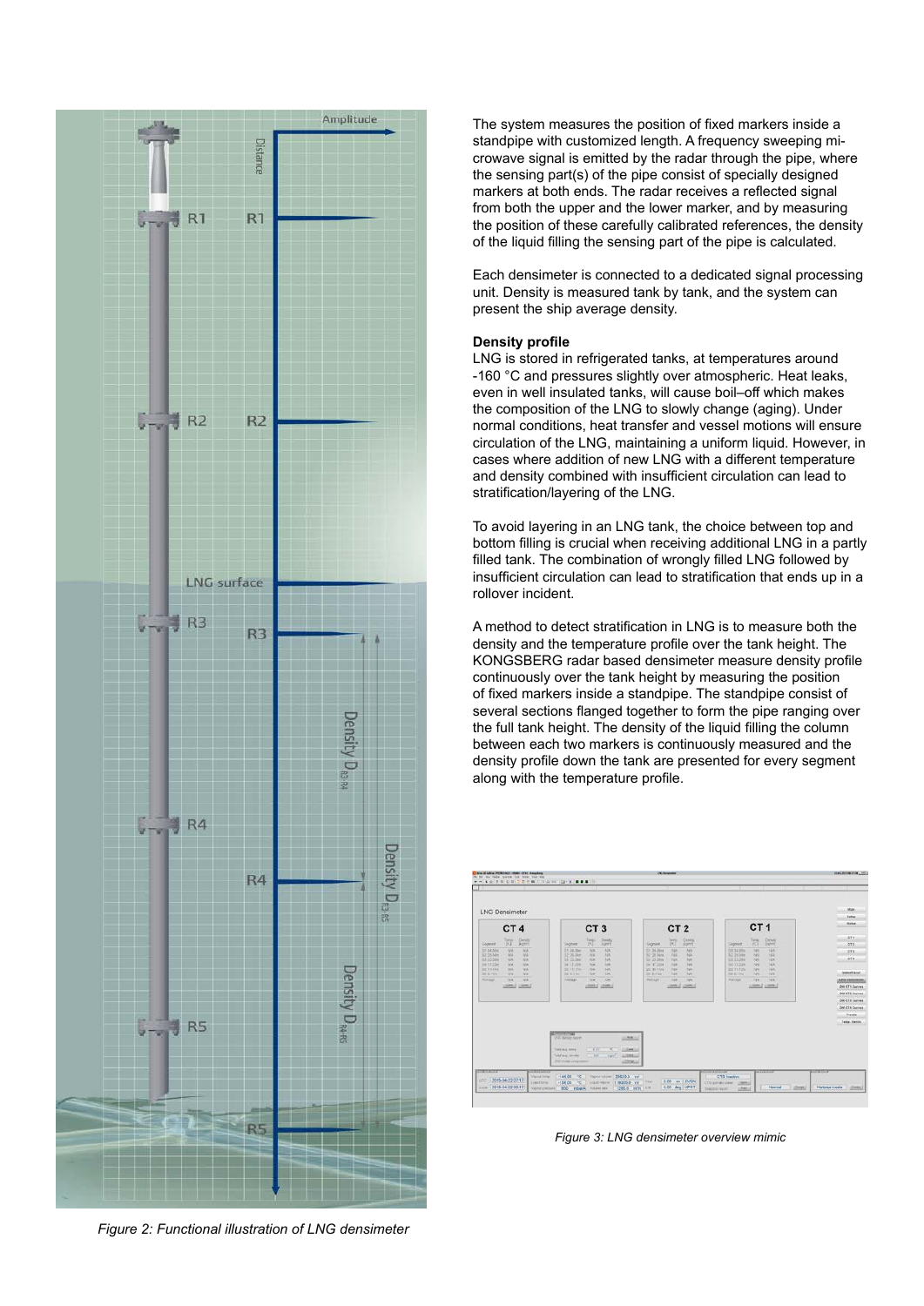The system measures the position of fixed markers inside a standpipe with customized length. A frequency sweeping microwave signal is emitted by the radar through the pipe, where the sensing part(s) of the pipe consist of specially designed markers at both ends. The radar receives a reflected signal from both the upper and the lower marker, and by measuring the position of these carefully calibrated references, the density of the liquid filling the sensing part of the pipe is calculated.

Each densimeter is connected to a dedicated signal processing unit. Density is measured tank by tank, and the system can present the ship average density.

**Density profile**

LNG is stored in refrigerated tanks, at temperatures around -160 °C and pressures slightly over atmospheric. Heat leaks, even in well insulated tanks, will cause boil–off which makes the composition of the LNG to slowly change (aging). Under normal conditions, heat transfer and vessel motions will ensure circulation of the LNG, maintaining a uniform liquid. However, in cases where addition of new LNG with a different temperature and density combined with insufficient circulation can lead to stratification/layering of the LNG.

To avoid layering in an LNG tank, the choice between top and bottom filling is crucial when receiving additional LNG in a partly filled tank. The combination of wrongly filled LNG followed by insufficient circulation can lead to stratification that ends up in a rollover incident.

A method to detect stratification in LNG is to measure both the density and the temperature profile over the tank height. The KONGSBERG radar based densimeter measure density profile continuously over the tank height by measuring the position of fixed markers inside a standpipe. The standpipe consist of several sections flanged together to form the pipe ranging over the full tank height. The density of the liquid filling the column between each two markers is continuously measured and the density profile down the tank are presented for every segment along with the temperature profile.

*Figure 2: Functional illustration of LNG densimeter*

*Figure 3: LNG densimeter overview mimic*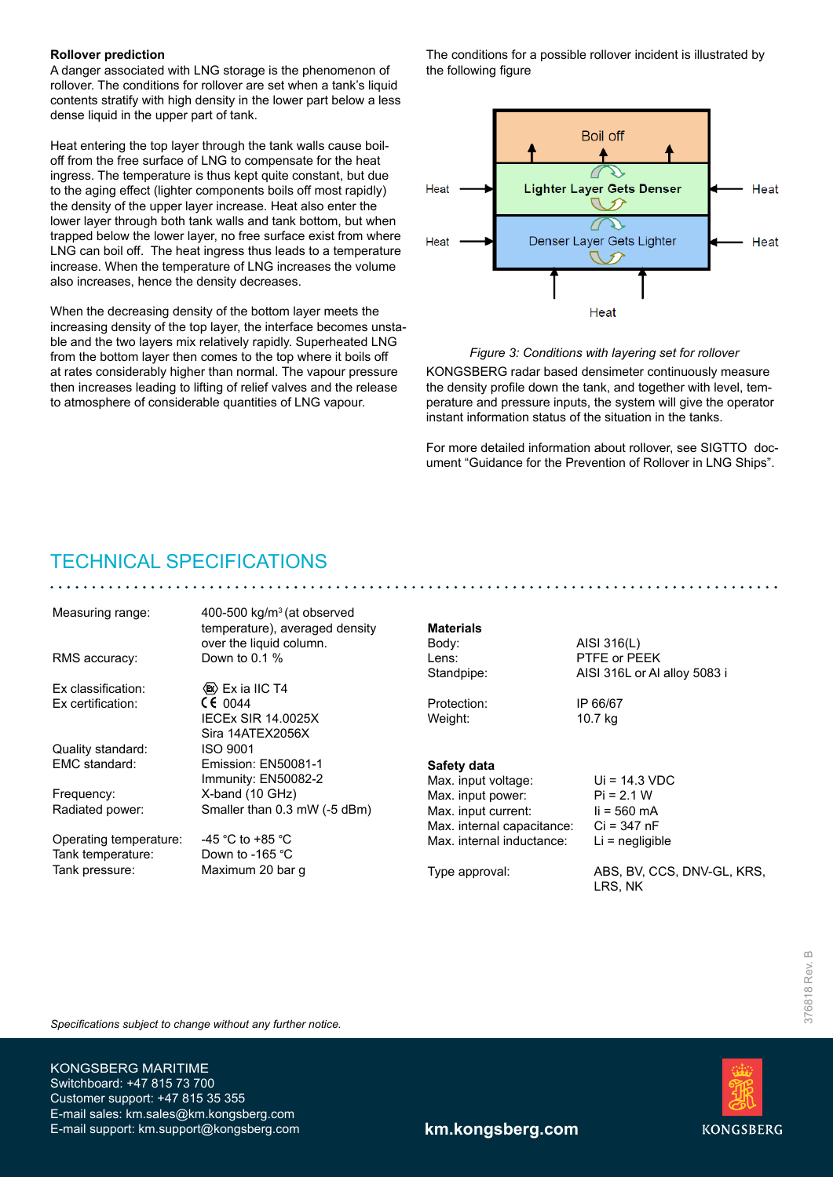**Rollover prediction**

A danger associated with LNG storage is the phenomenon of rollover. The conditions for rollover are set when a tank's liquid contents stratify with high density in the lower part below a less dense liquid in the upper part of tank.

Heat entering the top layer through the tank walls cause boil-off from the free surface of LNG to compensate for the heat ingress. The temperature is thus kept quite constant, but due to the aging effect (lighter components boils off most rapidly) the density of the upper layer increase. Heat also enter the lower layer through both tank walls and tank bottom, but when trapped below the lower layer, no free surface exist from where LNG can boil off. The heat ingress thus leads to a temperature increase. When the temperature of LNG increases the volume also increases, hence the density decreases.

When the decreasing density of the bottom layer meets the increasing density of the top layer, the interface becomes unstable and the two layers mix relatively rapidly. Superheated LNG from the bottom layer then comes to the top where it boils off at rates considerably higher than normal. The vapour pressure then increases leading to lifting of relief valves and the release to atmosphere of considerable quantities of LNG vapour.

The conditions for a possible rollover incident is illustrated by the following figure

Boil off
Heat
Lighter Layer Gets Denser
Heat
Heat
Denser Layer Gets Lighter
Heat
Heat

*Figure 3: Conditions with layering set for rollover*

KONGSBERG radar based densimeter continuously measure the density profile down the tank, and together with level, temperature and pressure inputs, the system will give the operator instant information status of the situation in the tanks.

For more detailed information about rollover, see SIGTTO document "Guidance for the Prevention of Rollover in LNG Ships".

## TECHNICAL SPECIFICATIONS

| | |
|---|---|
| Measuring range: | 400-500 kg/m³ (at observed temperature), averaged density over the liquid column. |
| RMS accuracy: | Down to 0.1 % |
| Ex classification: | Ex ia IIC T4 |
| Ex certification: | CE 0044<br>IECEx SIR 14.0025X<br>Sira 14ATEX2056X |
| Quality standard: | ISO 9001 |
| EMC standard: | Emission: EN50081-1<br>Immunity: EN50082-2 |
| Frequency: | X-band (10 GHz) |
| Radiated power: | Smaller than 0.3 mW (-5 dBm) |
| Operating temperature: | -45 °C to +85 °C |
| Tank temperature: | Down to -165 °C |
| Tank pressure: | Maximum 20 bar g |

**Materials**

| | |
|---|---|
| Body: | AISI 316(L) |
| Lens: | PTFE or PEEK |
| Standpipe: | AISI 316L or Al alloy 5083 i |
| Protection: | IP 66/67 |
| Weight: | 10.7 kg |

**Safety data**

| | |
|---|---|
| Max. input voltage: | Ui = 14.3 VDC |
| Max. input power: | Pi = 2.1 W |
| Max. input current: | Ii = 560 mA |
| Max. internal capacitance: | Ci = 347 nF |
| Max. internal inductance: | Li = negligible |
| Type approval: | ABS, BV, CCS, DNV-GL, KRS, LRS, NK |

*Specifications subject to change without any further notice.*

376818 Rev. B

KONGSBERG MARITIME
Switchboard: +47 815 73 700
Customer support: +47 815 35 355
E-mail sales: km.sales@km.kongsberg.com
E-mail support: km.support@kongsberg.com

**km.kongsberg.com**

KONGSBERG